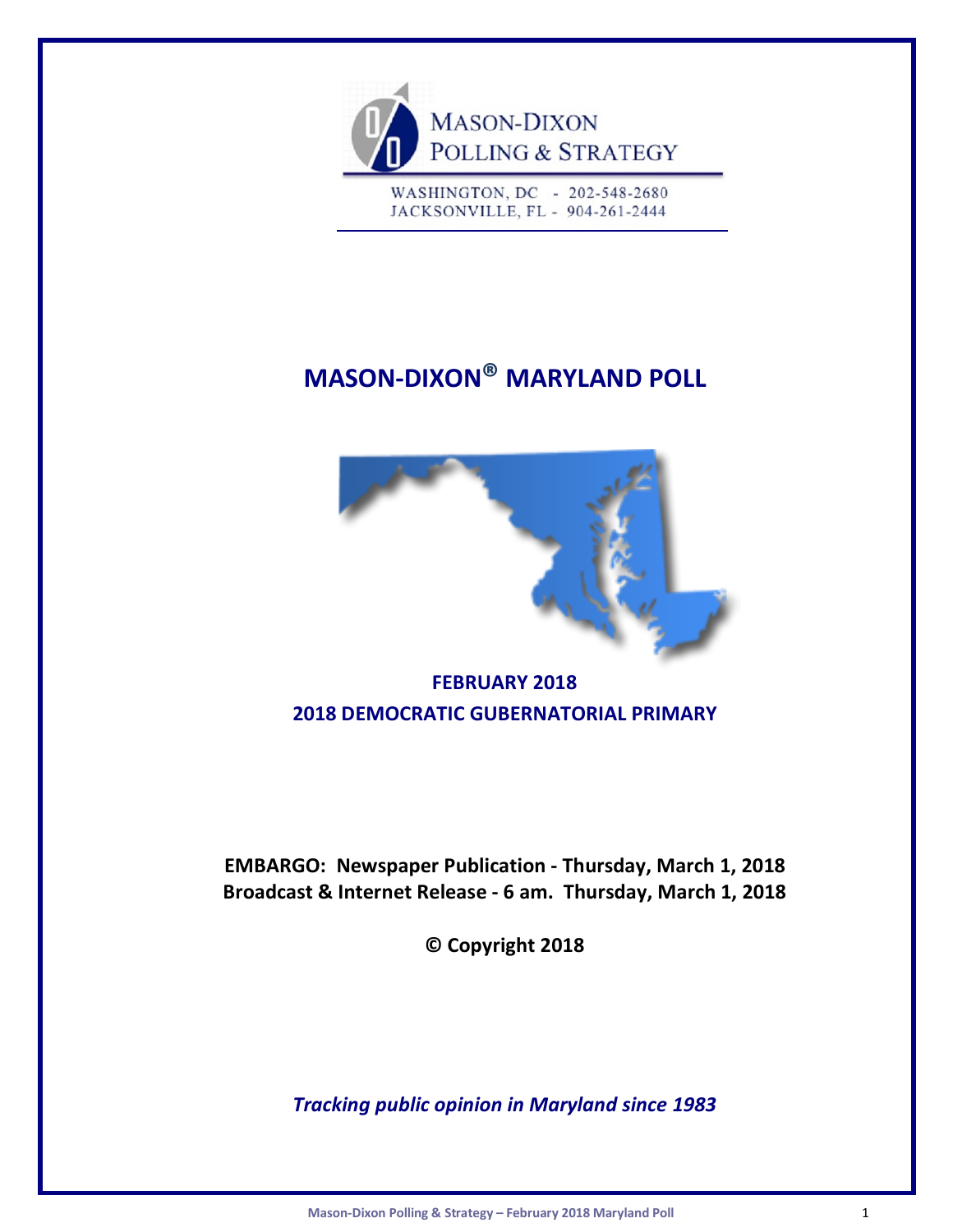MASON-DIXON
POLLING & STRATEGY

WASHINGTON, DC - 202-548-2680
JACKSONVILLE, FL - 904-261-2444

# MASON-DIXON® MARYLAND POLL

## FEBRUARY 2018
## 2018 DEMOCRATIC GUBERNATORIAL PRIMARY

**EMBARGO: Newspaper Publication - Thursday, March 1, 2018**
**Broadcast & Internet Release - 6 am. Thursday, March 1, 2018**

**© Copyright 2018**

***Tracking public opinion in Maryland since 1983***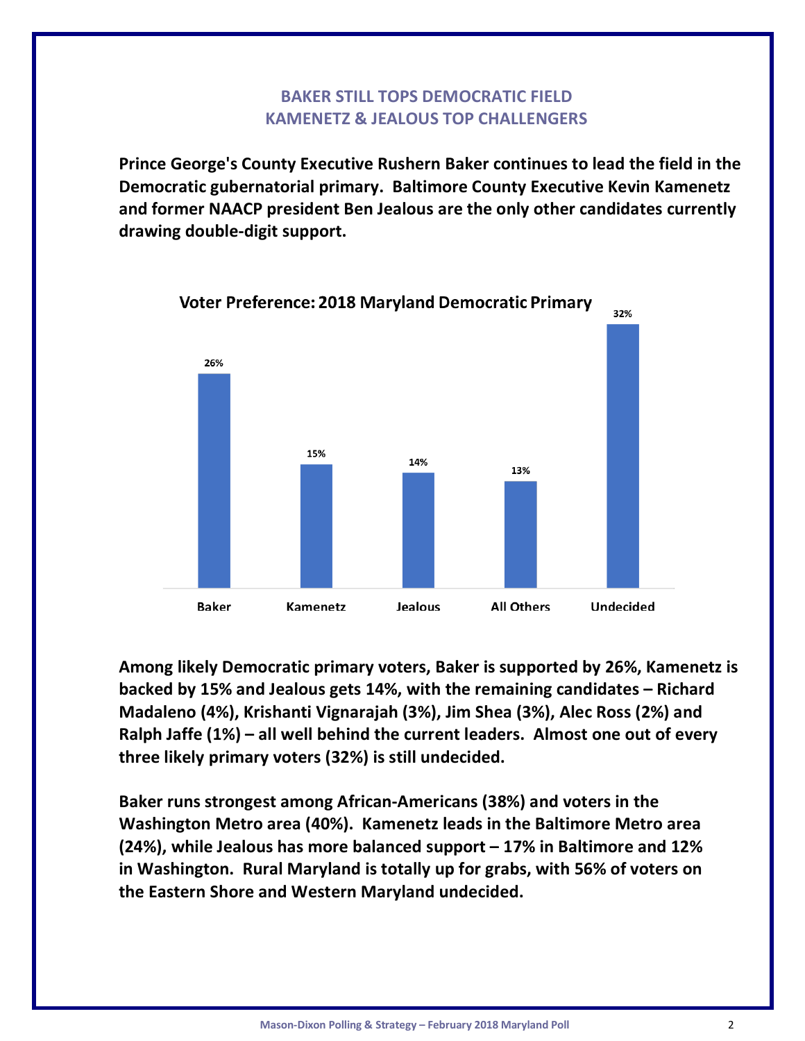## BAKER STILL TOPS DEMOCRATIC FIELD
## KAMENETZ & JEALOUS TOP CHALLENGERS

**Prince George's County Executive Rushern Baker continues to lead the field in the Democratic gubernatorial primary. Baltimore County Executive Kevin Kamenetz and former NAACP president Ben Jealous are the only other candidates currently drawing double-digit support.**

**Voter Preference: 2018 Maryland Democratic Primary**

| Baker | Kamenetz | Jealous | All Others | Undecided |
|---|---|---|---|---|
| 26% | 15% | 14% | 13% | 32% |

**Among likely Democratic primary voters, Baker is supported by 26%, Kamenetz is backed by 15% and Jealous gets 14%, with the remaining candidates – Richard Madaleno (4%), Krishanti Vignarajah (3%), Jim Shea (3%), Alec Ross (2%) and Ralph Jaffe (1%) – all well behind the current leaders. Almost one out of every three likely primary voters (32%) is still undecided.**

**Baker runs strongest among African-Americans (38%) and voters in the Washington Metro area (40%). Kamenetz leads in the Baltimore Metro area (24%), while Jealous has more balanced support – 17% in Baltimore and 12% in Washington. Rural Maryland is totally up for grabs, with 56% of voters on the Eastern Shore and Western Maryland undecided.**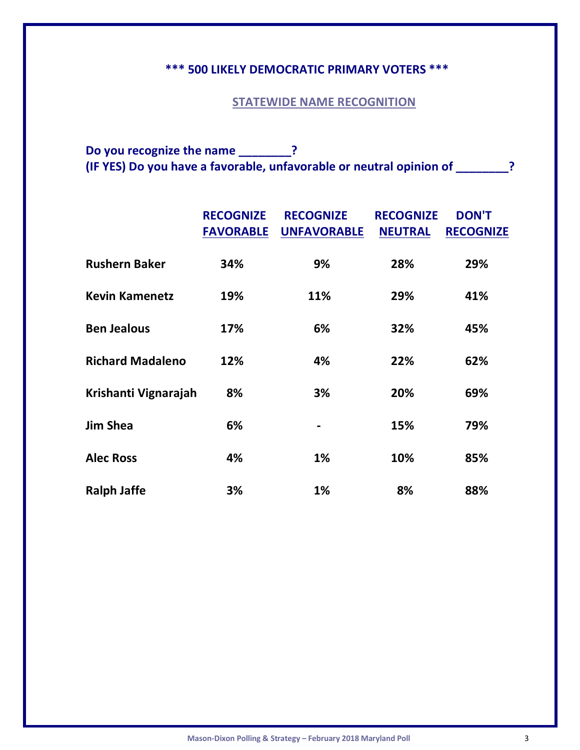**\*\*\* 500 LIKELY DEMOCRATIC PRIMARY VOTERS \*\*\***

## STATEWIDE NAME RECOGNITION

**Do you recognize the name ________?**
**(IF YES) Do you have a favorable, unfavorable or neutral opinion of ________?**

| | RECOGNIZE FAVORABLE | RECOGNIZE UNFAVORABLE | RECOGNIZE NEUTRAL | DON'T RECOGNIZE |
|---|---|---|---|---|
| **Rushern Baker** | 34% | 9% | 28% | 29% |
| **Kevin Kamenetz** | 19% | 11% | 29% | 41% |
| **Ben Jealous** | 17% | 6% | 32% | 45% |
| **Richard Madaleno** | 12% | 4% | 22% | 62% |
| **Krishanti Vignarajah** | 8% | 3% | 20% | 69% |
| **Jim Shea** | 6% | - | 15% | 79% |
| **Alec Ross** | 4% | 1% | 10% | 85% |
| **Ralph Jaffe** | 3% | 1% | 8% | 88% |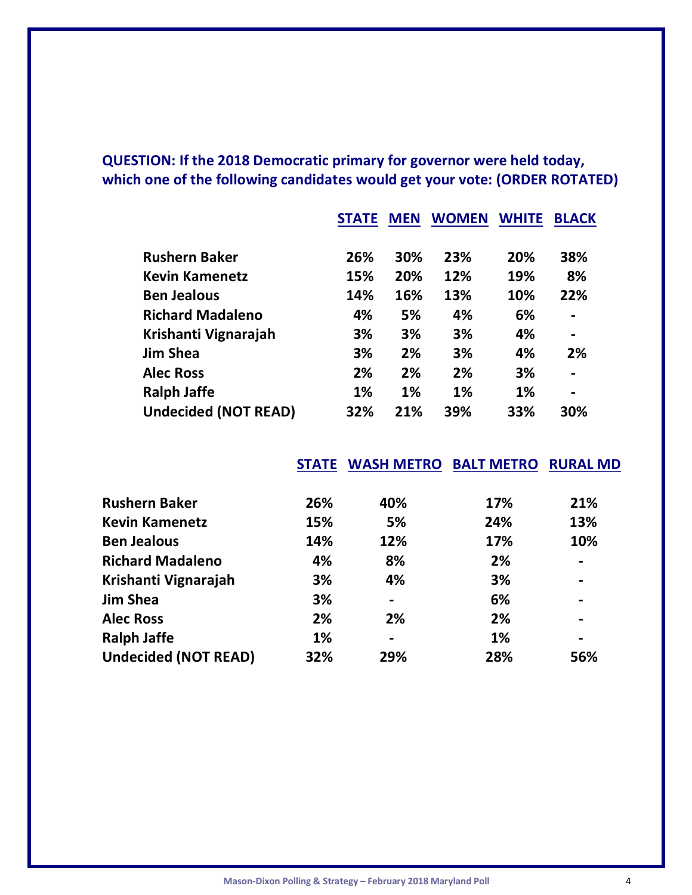**QUESTION: If the 2018 Democratic primary for governor were held today, which one of the following candidates would get your vote: (ORDER ROTATED)**

| | STATE | MEN | WOMEN | WHITE | BLACK |
|---|---|---|---|---|---|
| **Rushern Baker** | 26% | 30% | 23% | 20% | 38% |
| **Kevin Kamenetz** | 15% | 20% | 12% | 19% | 8% |
| **Ben Jealous** | 14% | 16% | 13% | 10% | 22% |
| **Richard Madaleno** | 4% | 5% | 4% | 6% | - |
| **Krishanti Vignarajah** | 3% | 3% | 3% | 4% | - |
| **Jim Shea** | 3% | 2% | 3% | 4% | 2% |
| **Alec Ross** | 2% | 2% | 2% | 3% | - |
| **Ralph Jaffe** | 1% | 1% | 1% | 1% | - |
| **Undecided (NOT READ)** | 32% | 21% | 39% | 33% | 30% |

| | STATE | WASH METRO | BALT METRO | RURAL MD |
|---|---|---|---|---|
| **Rushern Baker** | 26% | 40% | 17% | 21% |
| **Kevin Kamenetz** | 15% | 5% | 24% | 13% |
| **Ben Jealous** | 14% | 12% | 17% | 10% |
| **Richard Madaleno** | 4% | 8% | 2% | - |
| **Krishanti Vignarajah** | 3% | 4% | 3% | - |
| **Jim Shea** | 3% | - | 6% | - |
| **Alec Ross** | 2% | 2% | 2% | - |
| **Ralph Jaffe** | 1% | - | 1% | - |
| **Undecided (NOT READ)** | 32% | 29% | 28% | 56% |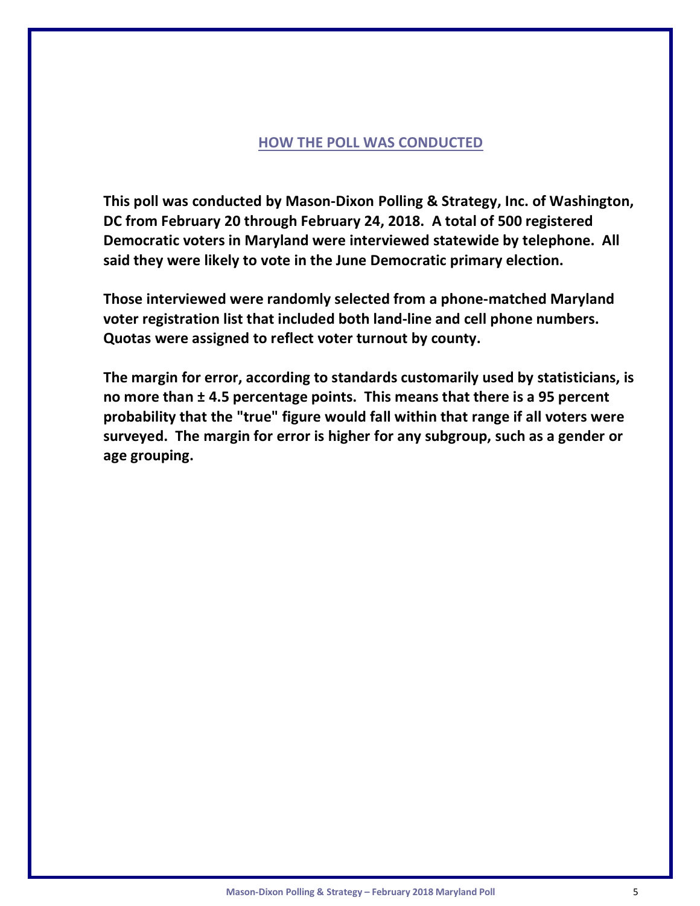## HOW THE POLL WAS CONDUCTED

**This poll was conducted by Mason-Dixon Polling & Strategy, Inc. of Washington, DC from February 20 through February 24, 2018. A total of 500 registered Democratic voters in Maryland were interviewed statewide by telephone. All said they were likely to vote in the June Democratic primary election.**

**Those interviewed were randomly selected from a phone-matched Maryland voter registration list that included both land-line and cell phone numbers. Quotas were assigned to reflect voter turnout by county.**

**The margin for error, according to standards customarily used by statisticians, is no more than ± 4.5 percentage points. This means that there is a 95 percent probability that the "true" figure would fall within that range if all voters were surveyed. The margin for error is higher for any subgroup, such as a gender or age grouping.**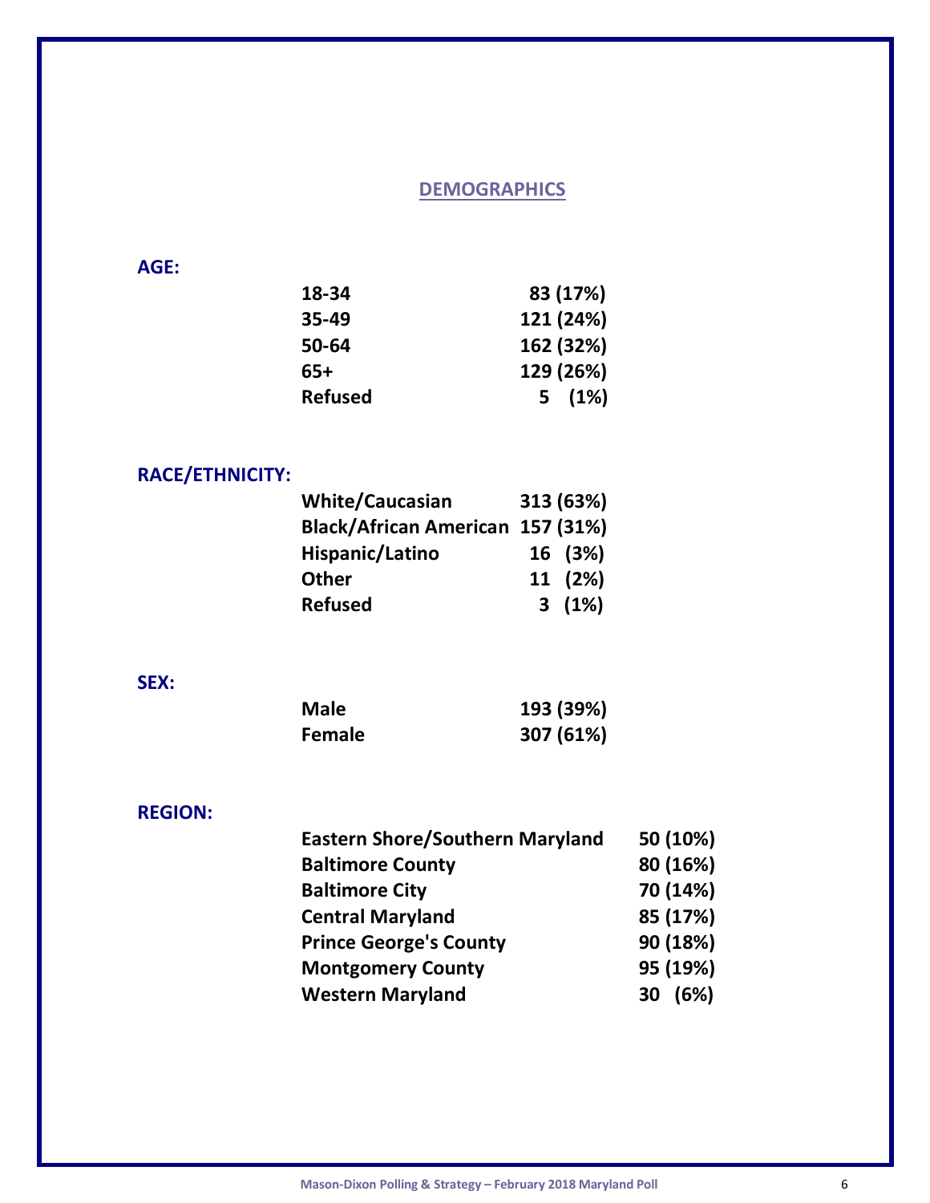## DEMOGRAPHICS

**AGE:**

| | |
|---|---|
| **18-34** | **83 (17%)** |
| **35-49** | **121 (24%)** |
| **50-64** | **162 (32%)** |
| **65+** | **129 (26%)** |
| **Refused** | **5 (1%)** |

**RACE/ETHNICITY:**

| | |
|---|---|
| **White/Caucasian** | **313 (63%)** |
| **Black/African American** | **157 (31%)** |
| **Hispanic/Latino** | **16 (3%)** |
| **Other** | **11 (2%)** |
| **Refused** | **3 (1%)** |

**SEX:**

| | |
|---|---|
| **Male** | **193 (39%)** |
| **Female** | **307 (61%)** |

**REGION:**

| | |
|---|---|
| **Eastern Shore/Southern Maryland** | **50 (10%)** |
| **Baltimore County** | **80 (16%)** |
| **Baltimore City** | **70 (14%)** |
| **Central Maryland** | **85 (17%)** |
| **Prince George's County** | **90 (18%)** |
| **Montgomery County** | **95 (19%)** |
| **Western Maryland** | **30 (6%)** |